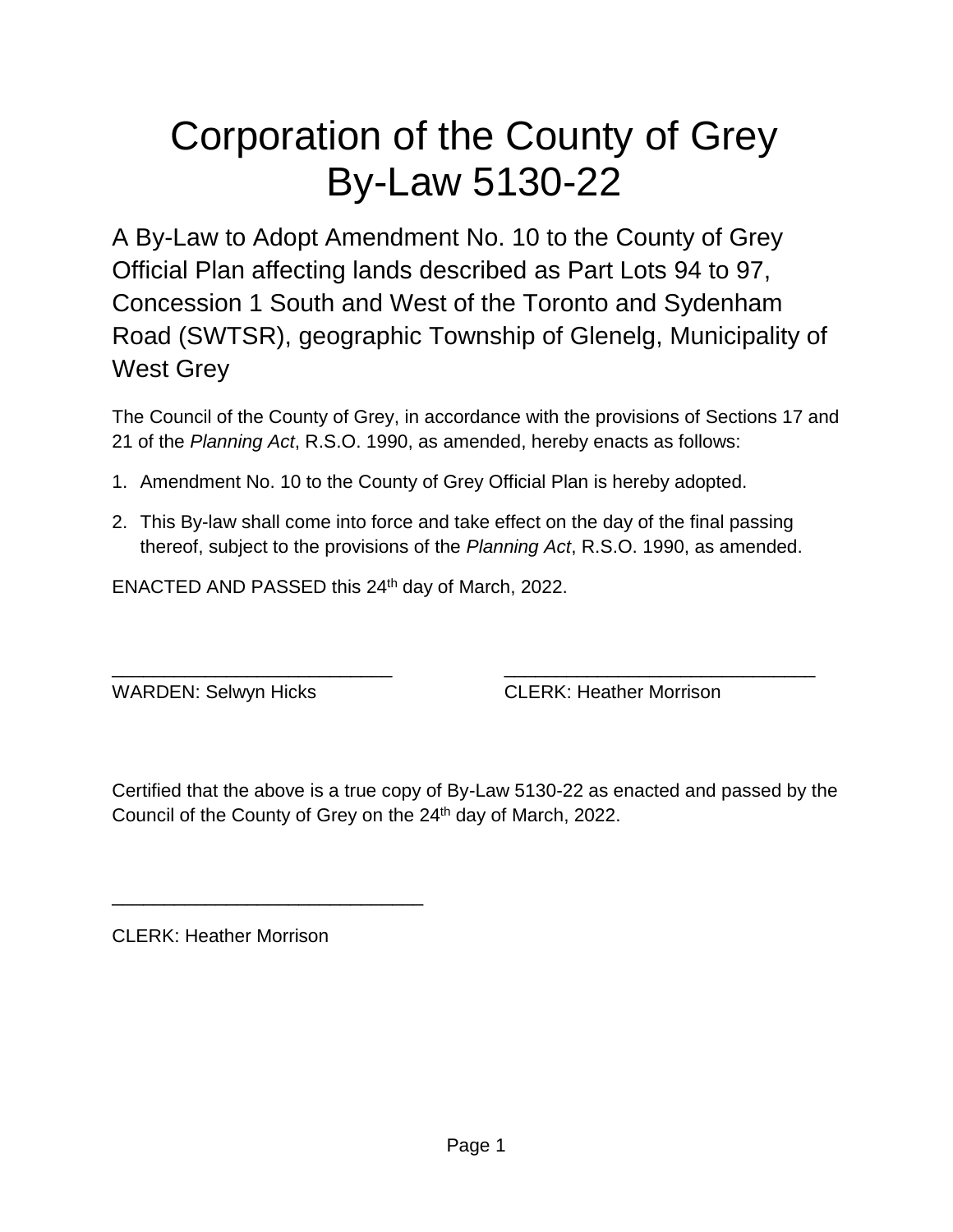# Corporation of the County of Grey
# By-Law 5130-22

## A By-Law to Adopt Amendment No. 10 to the County of Grey Official Plan affecting lands described as Part Lots 94 to 97, Concession 1 South and West of the Toronto and Sydenham Road (SWTSR), geographic Township of Glenelg, Municipality of West Grey

The Council of the County of Grey, in accordance with the provisions of Sections 17 and 21 of the *Planning Act*, R.S.O. 1990, as amended, hereby enacts as follows:

1. Amendment No. 10 to the County of Grey Official Plan is hereby adopted.
2. This By-law shall come into force and take effect on the day of the final passing thereof, subject to the provisions of the *Planning Act*, R.S.O. 1990, as amended.

ENACTED AND PASSED this 24th day of March, 2022.

___________________________ ______________________________

WARDEN: Selwyn Hicks CLERK: Heather Morrison

Certified that the above is a true copy of By-Law 5130-22 as enacted and passed by the Council of the County of Grey on the 24th day of March, 2022.

______________________________

CLERK: Heather Morrison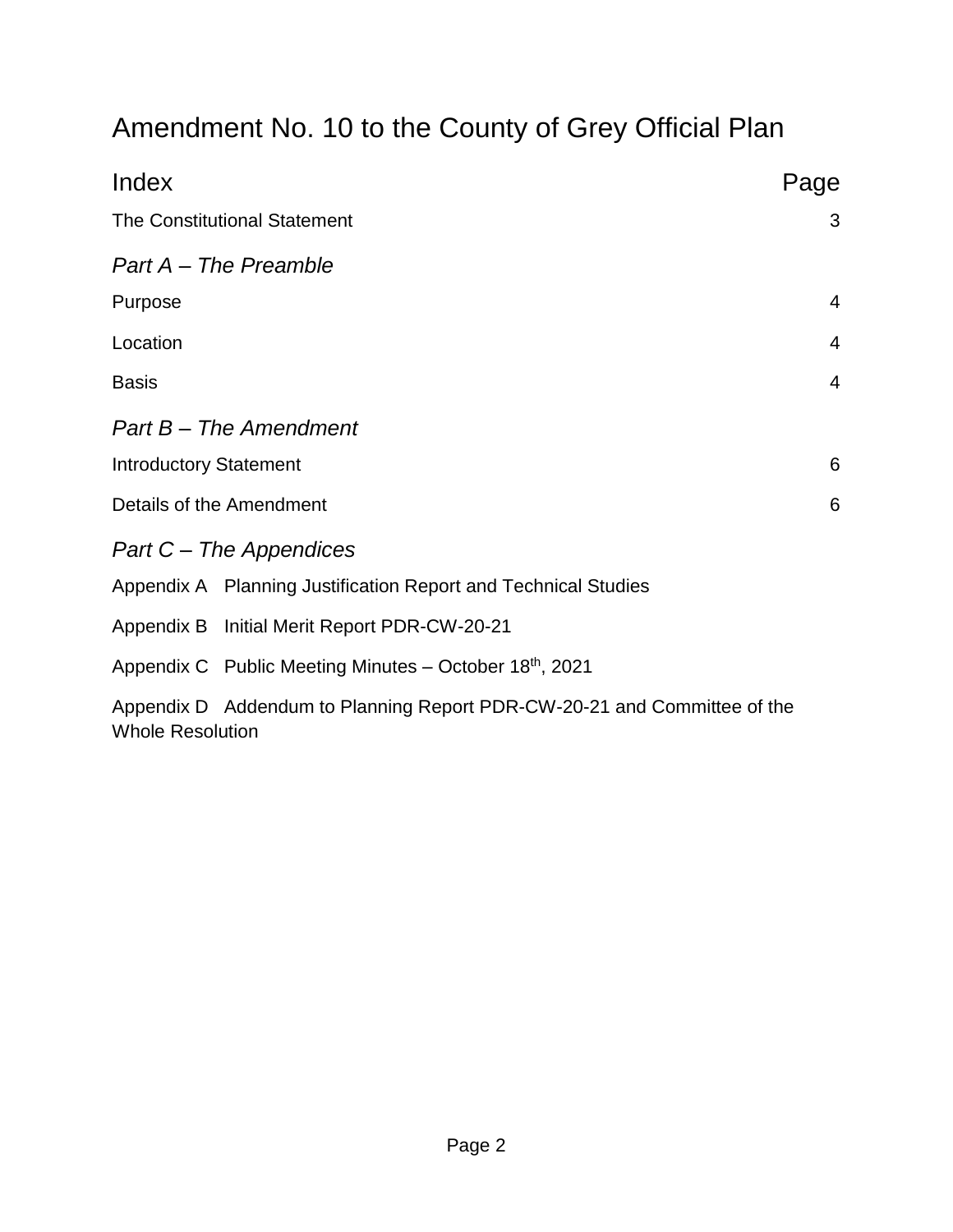# Amendment No. 10 to the County of Grey Official Plan

| Index | Page |
|---|---|
| The Constitutional Statement | 3 |
| *Part A – The Preamble* | |
| Purpose | 4 |
| Location | 4 |
| Basis | 4 |
| *Part B – The Amendment* | |
| Introductory Statement | 6 |
| Details of the Amendment | 6 |

*Part C – The Appendices*

Appendix A Planning Justification Report and Technical Studies

Appendix B Initial Merit Report PDR-CW-20-21

Appendix C Public Meeting Minutes – October 18th, 2021

Appendix D Addendum to Planning Report PDR-CW-20-21 and Committee of the Whole Resolution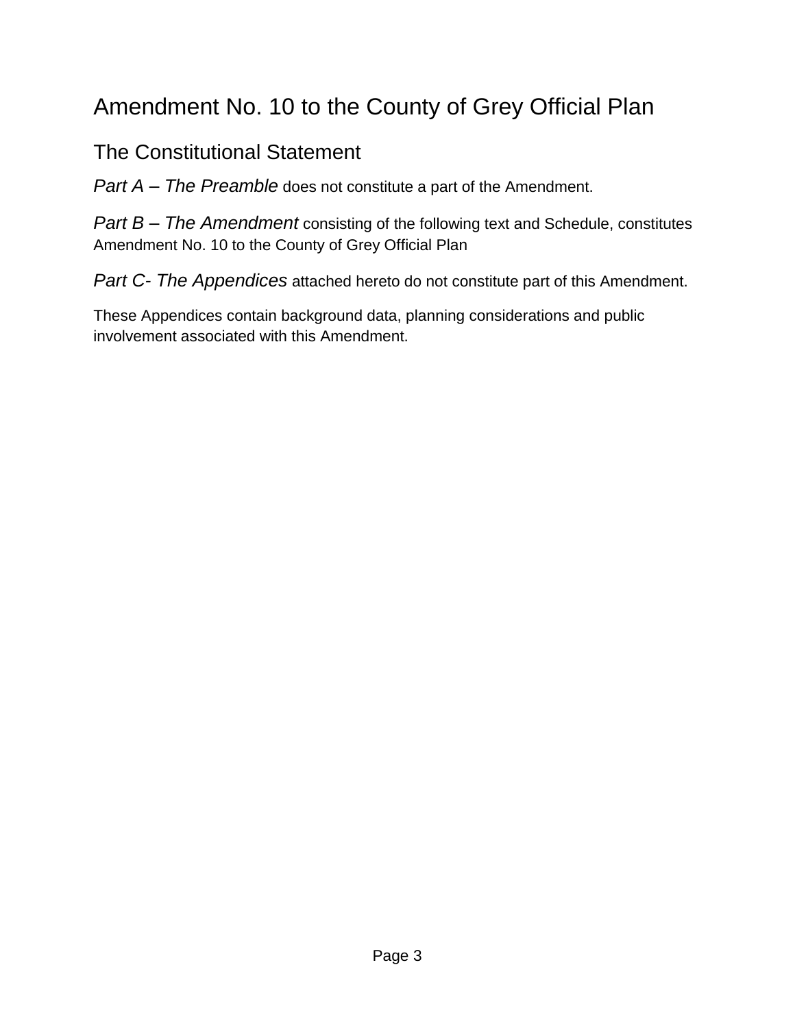# Amendment No. 10 to the County of Grey Official Plan

## The Constitutional Statement

*Part A – The Preamble* does not constitute a part of the Amendment.

*Part B – The Amendment* consisting of the following text and Schedule, constitutes Amendment No. 10 to the County of Grey Official Plan

*Part C- The Appendices* attached hereto do not constitute part of this Amendment.

These Appendices contain background data, planning considerations and public involvement associated with this Amendment.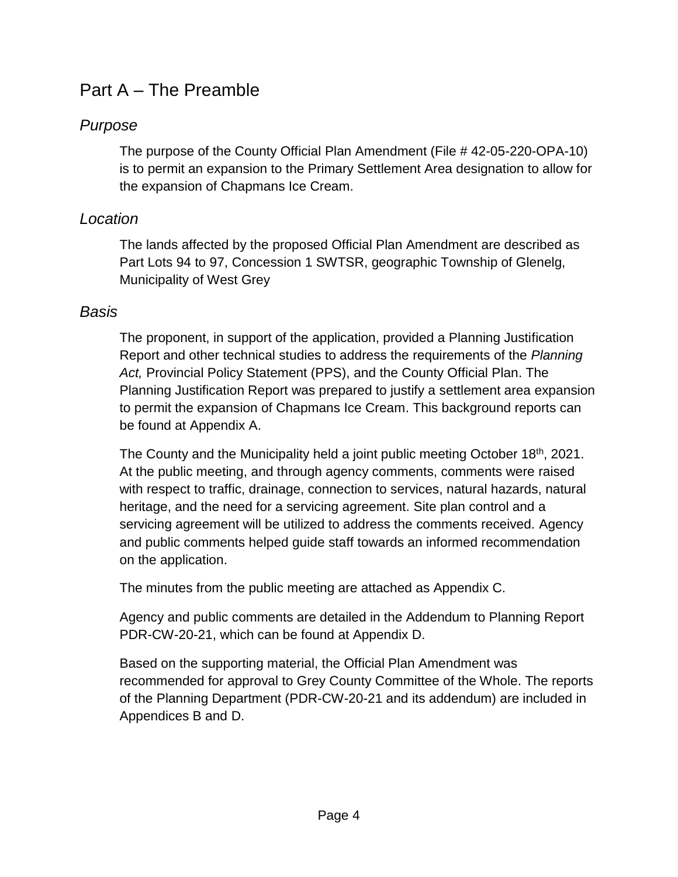# Part A – The Preamble

## *Purpose*

The purpose of the County Official Plan Amendment (File # 42-05-220-OPA-10) is to permit an expansion to the Primary Settlement Area designation to allow for the expansion of Chapmans Ice Cream.

## *Location*

The lands affected by the proposed Official Plan Amendment are described as Part Lots 94 to 97, Concession 1 SWTSR, geographic Township of Glenelg, Municipality of West Grey

## *Basis*

The proponent, in support of the application, provided a Planning Justification Report and other technical studies to address the requirements of the *Planning Act,* Provincial Policy Statement (PPS), and the County Official Plan. The Planning Justification Report was prepared to justify a settlement area expansion to permit the expansion of Chapmans Ice Cream. This background reports can be found at Appendix A.

The County and the Municipality held a joint public meeting October 18th, 2021. At the public meeting, and through agency comments, comments were raised with respect to traffic, drainage, connection to services, natural hazards, natural heritage, and the need for a servicing agreement. Site plan control and a servicing agreement will be utilized to address the comments received. Agency and public comments helped guide staff towards an informed recommendation on the application.

The minutes from the public meeting are attached as Appendix C.

Agency and public comments are detailed in the Addendum to Planning Report PDR-CW-20-21, which can be found at Appendix D.

Based on the supporting material, the Official Plan Amendment was recommended for approval to Grey County Committee of the Whole. The reports of the Planning Department (PDR-CW-20-21 and its addendum) are included in Appendices B and D.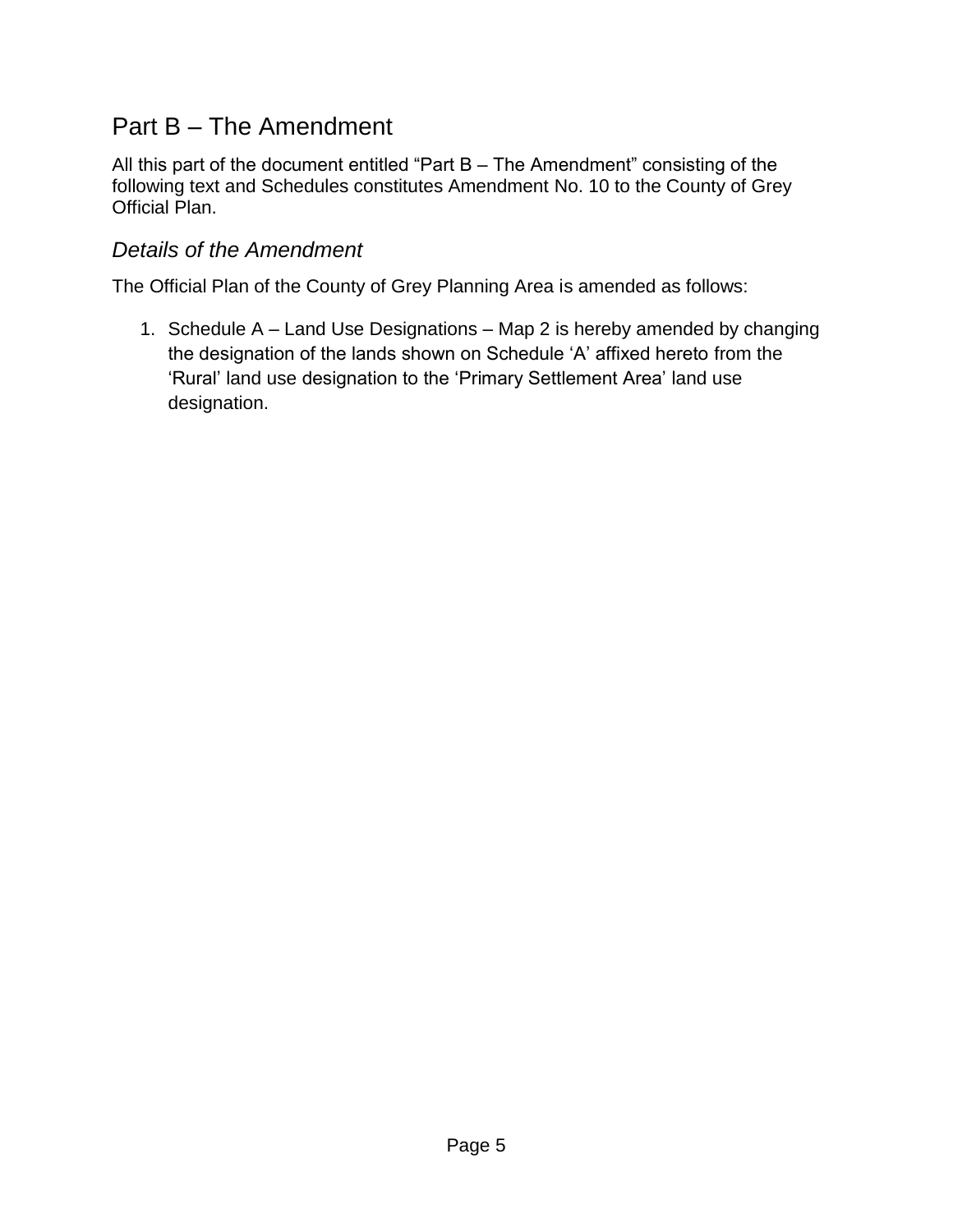# Part B – The Amendment

All this part of the document entitled "Part B – The Amendment" consisting of the following text and Schedules constitutes Amendment No. 10 to the County of Grey Official Plan.

## *Details of the Amendment*

The Official Plan of the County of Grey Planning Area is amended as follows:

1. Schedule A – Land Use Designations – Map 2 is hereby amended by changing the designation of the lands shown on Schedule 'A' affixed hereto from the 'Rural' land use designation to the 'Primary Settlement Area' land use designation.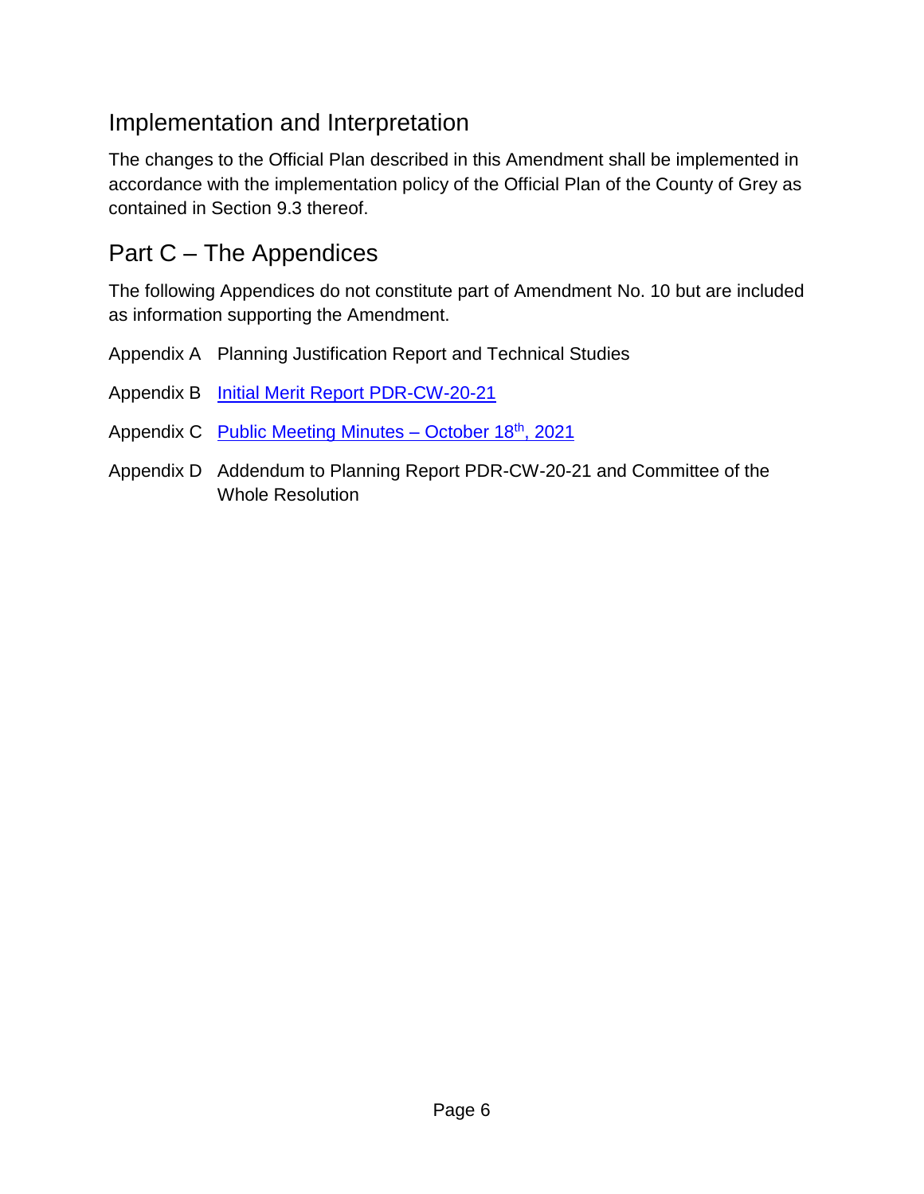## Implementation and Interpretation

The changes to the Official Plan described in this Amendment shall be implemented in accordance with the implementation policy of the Official Plan of the County of Grey as contained in Section 9.3 thereof.

## Part C – The Appendices

The following Appendices do not constitute part of Amendment No. 10 but are included as information supporting the Amendment.

Appendix A Planning Justification Report and Technical Studies

Appendix B Initial Merit Report PDR-CW-20-21

Appendix C Public Meeting Minutes – October 18th, 2021

Appendix D Addendum to Planning Report PDR-CW-20-21 and Committee of the Whole Resolution